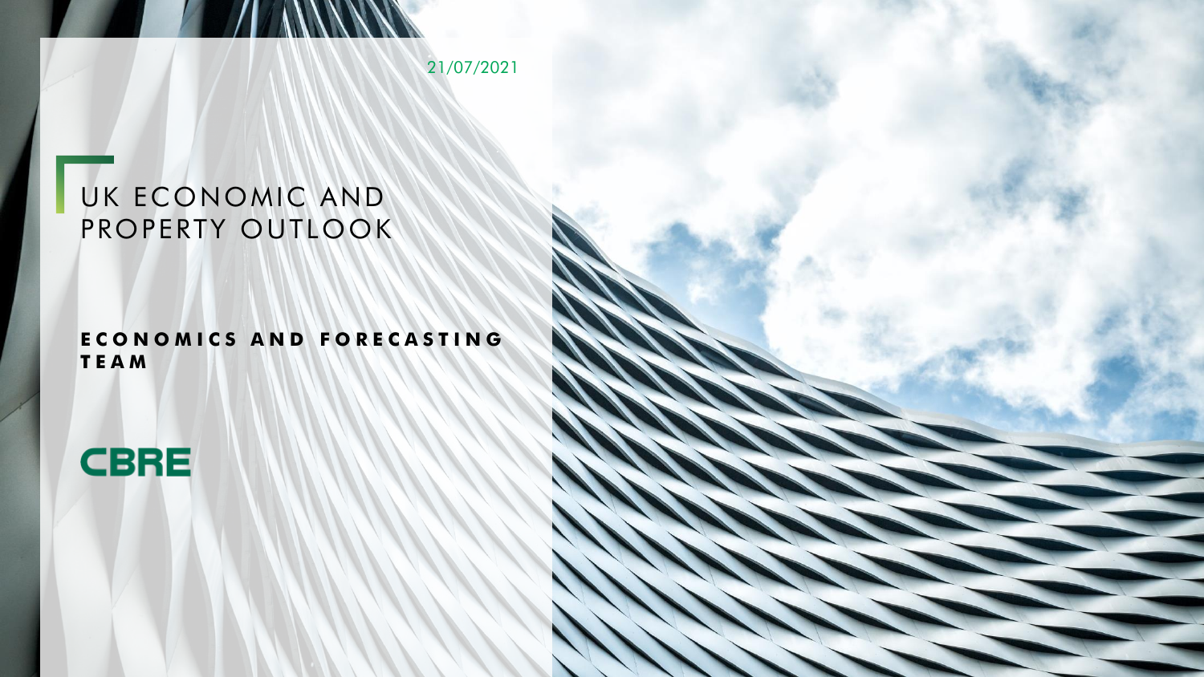21/07/2021

# UK ECONOMIC AND PROPERTY OUTLOOK

**ECONOMICS AND FORECASTING TEAM**

CBRE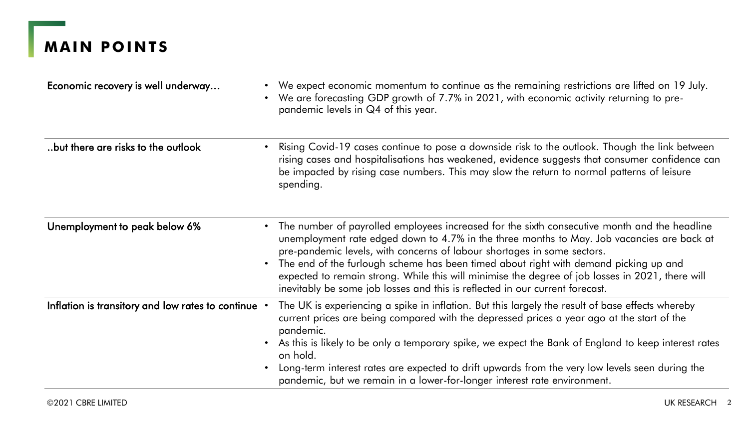# MAIN POINTS

| | |
|---|---|
| Economic recovery is well underway… | • We expect economic momentum to continue as the remaining restrictions are lifted on 19 July.<br>• We are forecasting GDP growth of 7.7% in 2021, with economic activity returning to pre-pandemic levels in Q4 of this year. |
| ..but there are risks to the outlook | • Rising Covid-19 cases continue to pose a downside risk to the outlook. Though the link between rising cases and hospitalisations has weakened, evidence suggests that consumer confidence can be impacted by rising case numbers. This may slow the return to normal patterns of leisure spending. |
| Unemployment to peak below 6% | • The number of payrolled employees increased for the sixth consecutive month and the headline unemployment rate edged down to 4.7% in the three months to May. Job vacancies are back at pre-pandemic levels, with concerns of labour shortages in some sectors.<br>• The end of the furlough scheme has been timed about right with demand picking up and expected to remain strong. While this will minimise the degree of job losses in 2021, there will inevitably be some job losses and this is reflected in our current forecast. |
| Inflation is transitory and low rates to continue | • The UK is experiencing a spike in inflation. But this largely the result of base effects whereby current prices are being compared with the depressed prices a year ago at the start of the pandemic.<br>• As this is likely to be only a temporary spike, we expect the Bank of England to keep interest rates on hold.<br>• Long-term interest rates are expected to drift upwards from the very low levels seen during the pandemic, but we remain in a lower-for-longer interest rate environment. |

©2021 CBRE LIMITED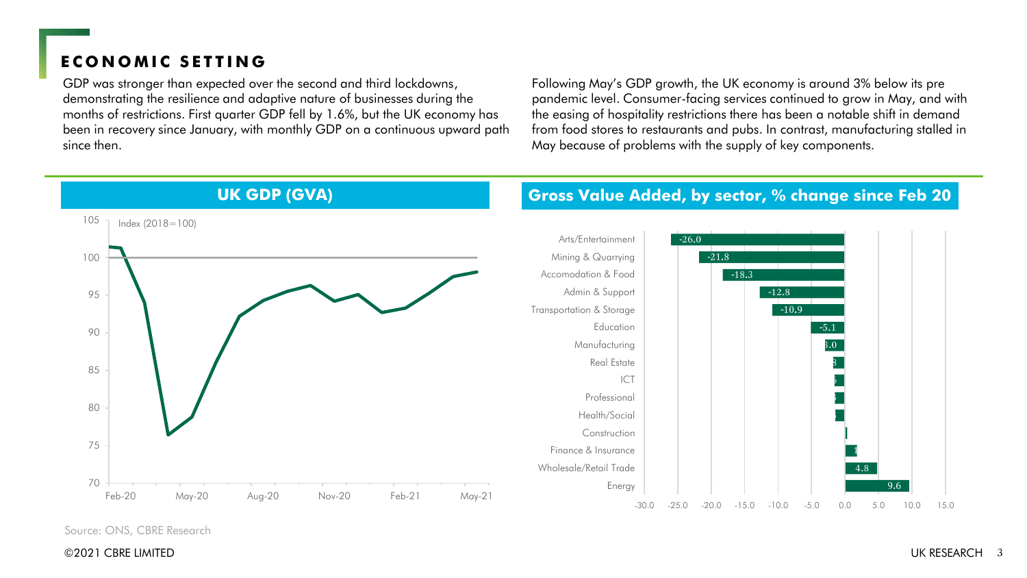## ECONOMIC SETTING

GDP was stronger than expected over the second and third lockdowns, demonstrating the resilience and adaptive nature of businesses during the months of restrictions. First quarter GDP fell by 1.6%, but the UK economy has been in recovery since January, with monthly GDP on a continuous upward path since then.

Following May's GDP growth, the UK economy is around 3% below its pre pandemic level. Consumer-facing services continued to grow in May, and with the easing of hospitality restrictions there has been a notable shift in demand from food stores to restaurants and pubs. In contrast, manufacturing stalled in May because of problems with the supply of key components.

### UK GDP (GVA)

Index (2018=100)

### Gross Value Added, by sector, % change since Feb 20

| Sector | % change |
|---|---|
| Arts/Entertainment | -26.0 |
| Mining & Quarrying | -21.8 |
| Accomodation & Food | -18.3 |
| Admin & Support | -12.8 |
| Transportation & Storage | -10.9 |
| Education | -5.1 |
| Manufacturing | -3.0 |
| Real Estate | |
| ICT | |
| Professional | |
| Health/Social | |
| Construction | |
| Finance & Insurance | 1 |
| Wholesale/Retail Trade | 4.8 |
| Energy | 9.6 |

Source: ONS, CBRE Research

©2021 CBRE LIMITED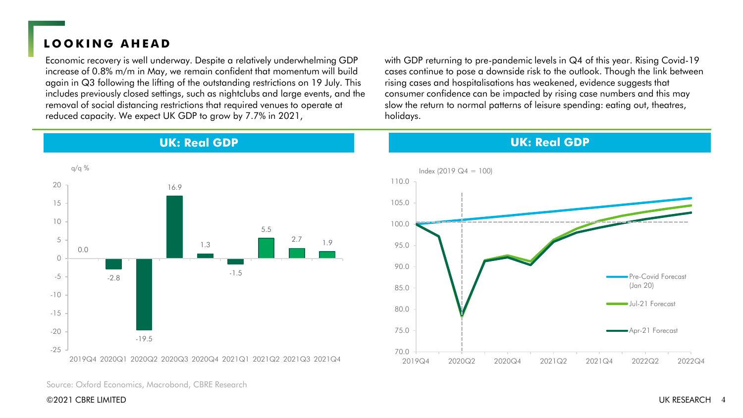# LOOKING AHEAD

Economic recovery is well underway. Despite a relatively underwhelming GDP increase of 0.8% m/m in May, we remain confident that momentum will build again in Q3 following the lifting of the outstanding restrictions on 19 July. This includes previously closed settings, such as nightclubs and large events, and the removal of social distancing restrictions that required venues to operate at reduced capacity. We expect UK GDP to grow by 7.7% in 2021, with GDP returning to pre-pandemic levels in Q4 of this year. Rising Covid-19 cases continue to pose a downside risk to the outlook. Though the link between rising cases and hospitalisations has weakened, evidence suggests that consumer confidence can be impacted by rising case numbers and this may slow the return to normal patterns of leisure spending: eating out, theatres, holidays.

## UK: Real GDP

q/q %

| Quarter | q/q % |
|---|---|
| 2019Q4 | 0.0 |
| 2020Q1 | -2.8 |
| 2020Q2 | -19.5 |
| 2020Q3 | 16.9 |
| 2020Q4 | 1.3 |
| 2021Q1 | -1.5 |
| 2021Q2 | 5.5 |
| 2021Q3 | 2.7 |
| 2021Q4 | 1.9 |

## UK: Real GDP

Index (2019 Q4 = 100)

Series: Pre-Covid Forecast (Jan 20); Jul-21 Forecast; Apr-21 Forecast

Source: Oxford Economics, Macrobond, CBRE Research

©2021 CBRE LIMITED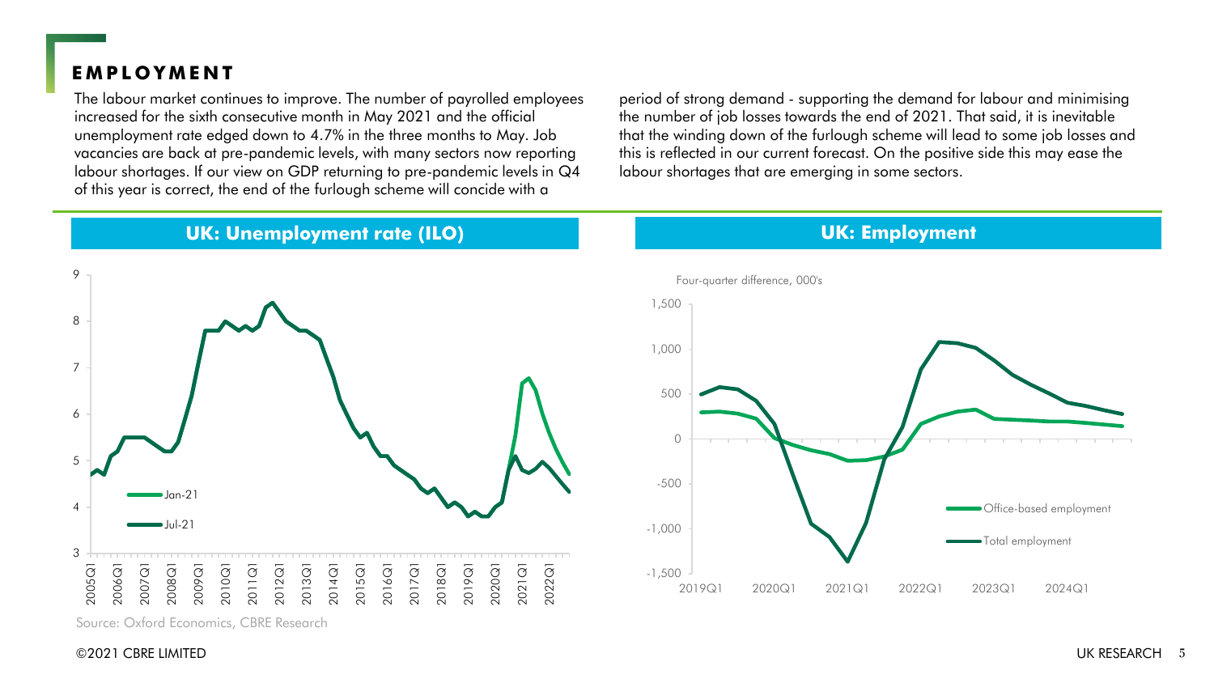## EMPLOYMENT

The labour market continues to improve. The number of payrolled employees increased for the sixth consecutive month in May 2021 and the official unemployment rate edged down to 4.7% in the three months to May. Job vacancies are back at pre-pandemic levels, with many sectors now reporting labour shortages. If our view on GDP returning to pre-pandemic levels in Q4 of this year is correct, the end of the furlough scheme will concide with a period of strong demand - supporting the demand for labour and minimising the number of job losses towards the end of 2021. That said, it is inevitable that the winding down of the furlough scheme will lead to some job losses and this is reflected in our current forecast. On the positive side this may ease the labour shortages that are emerging in some sectors.

**UK: Unemployment rate (ILO)**

**UK: Employment**

Four-quarter difference, 000's

Source: Oxford Economics, CBRE Research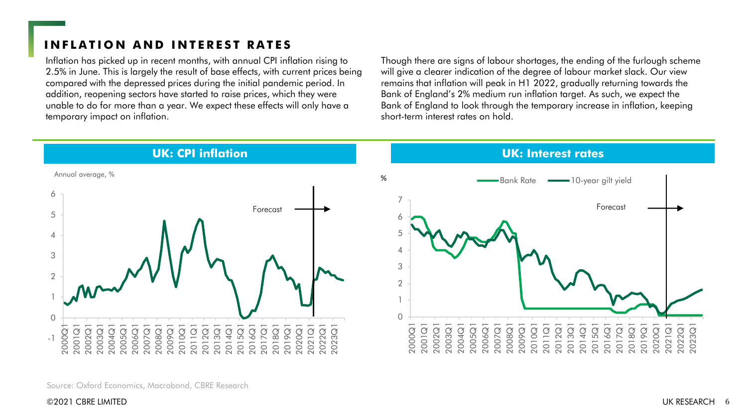## INFLATION AND INTEREST RATES

Inflation has picked up in recent months, with annual CPI inflation rising to 2.5% in June. This is largely the result of base effects, with current prices being compared with the depressed prices during the initial pandemic period. In addition, reopening sectors have started to raise prices, which they were unable to do for more than a year. We expect these effects will only have a temporary impact on inflation.

Though there are signs of labour shortages, the ending of the furlough scheme will give a clearer indication of the degree of labour market slack. Our view remains that inflation will peak in H1 2022, gradually returning towards the Bank of England's 2% medium run inflation target. As such, we expect the Bank of England to look through the temporary increase in inflation, keeping short-term interest rates on hold.

### UK: CPI inflation

Annual average, %

Forecast

### UK: Interest rates

% — Bank Rate — 10-year gilt yield

Forecast

Source: Oxford Economics, Macrobond, CBRE Research

©2021 CBRE LIMITED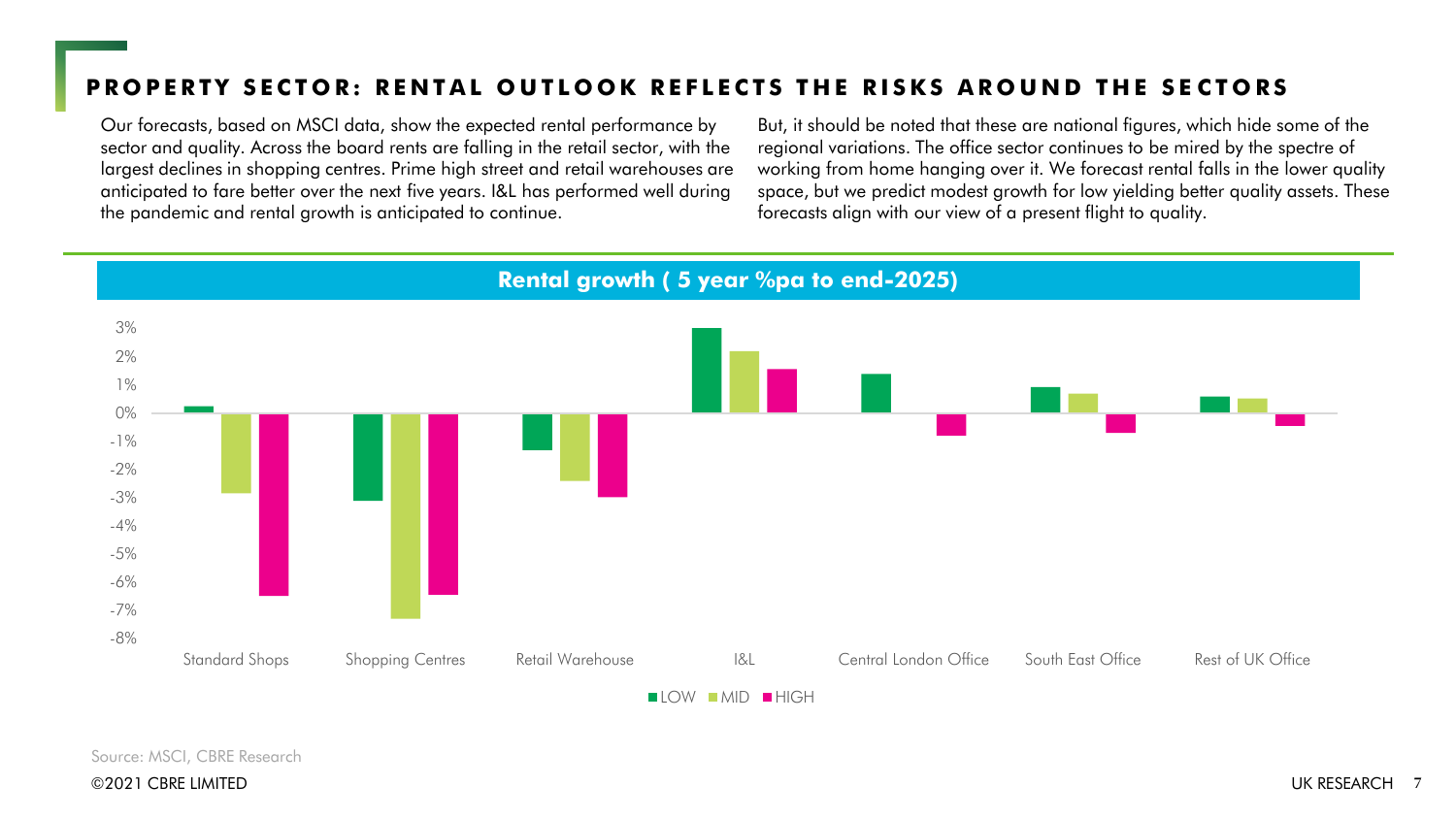## PROPERTY SECTOR: RENTAL OUTLOOK REFLECTS THE RISKS AROUND THE SECTORS

Our forecasts, based on MSCI data, show the expected rental performance by sector and quality. Across the board rents are falling in the retail sector, with the largest declines in shopping centres. Prime high street and retail warehouses are anticipated to fare better over the next five years. I&L has performed well during the pandemic and rental growth is anticipated to continue.

But, it should be noted that these are national figures, which hide some of the regional variations. The office sector continues to be mired by the spectre of working from home hanging over it. We forecast rental falls in the lower quality space, but we predict modest growth for low yielding better quality assets. These forecasts align with our view of a present flight to quality.

**Rental growth ( 5 year %pa to end-2025)**

| | LOW | MID | HIGH |
|---|---|---|---|
| Standard Shops | 0.2% | -2.8% | -6.5% |
| Shopping Centres | -3.1% | -7.3% | -6.4% |
| Retail Warehouse | -1.3% | -2.4% | -3.0% |
| I&L | 3.0% | 2.2% | 1.5% |
| Central London Office | 1.4% | | -0.8% |
| South East Office | 0.9% | 0.7% | -0.7% |
| Rest of UK Office | 0.6% | 0.5% | -0.4% |

Source: MSCI, CBRE Research

©2021 CBRE LIMITED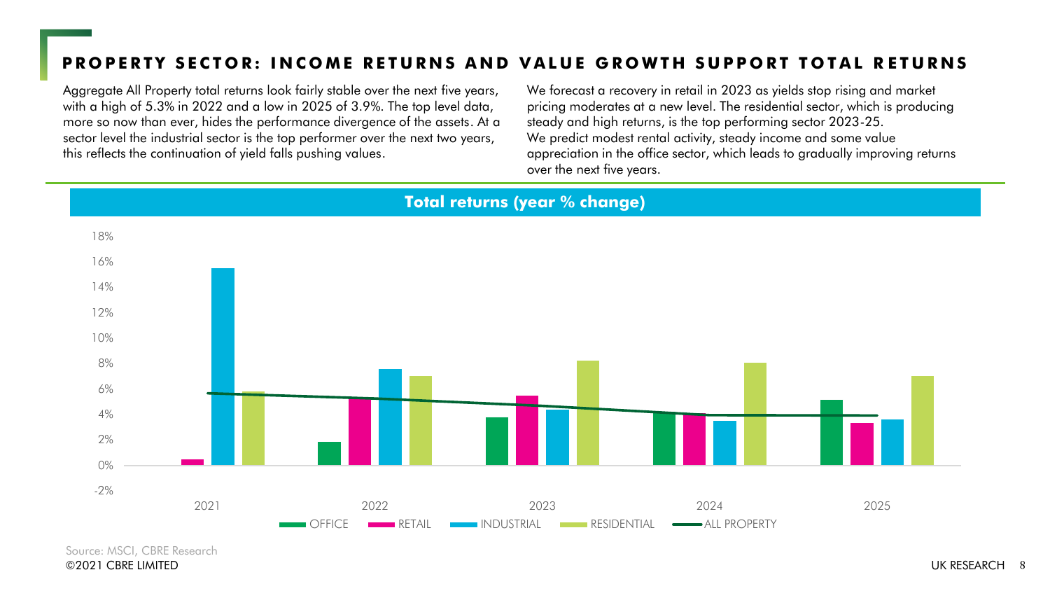## PROPERTY SECTOR: INCOME RETURNS AND VALUE GROWTH SUPPORT TOTAL RETURNS

Aggregate All Property total returns look fairly stable over the next five years, with a high of 5.3% in 2022 and a low in 2025 of 3.9%. The top level data, more so now than ever, hides the performance divergence of the assets. At a sector level the industrial sector is the top performer over the next two years, this reflects the continuation of yield falls pushing values.

We forecast a recovery in retail in 2023 as yields stop rising and market pricing moderates at a new level. The residential sector, which is producing steady and high returns, is the top performing sector 2023-25.

We predict modest rental activity, steady income and some value appreciation in the office sector, which leads to gradually improving returns over the next five years.

**Total returns (year % change)**

Legend: OFFICE, RETAIL, INDUSTRIAL, RESIDENTIAL, ALL PROPERTY

Years: 2021, 2022, 2023, 2024, 2025

Source: MSCI, CBRE Research

©2021 CBRE LIMITED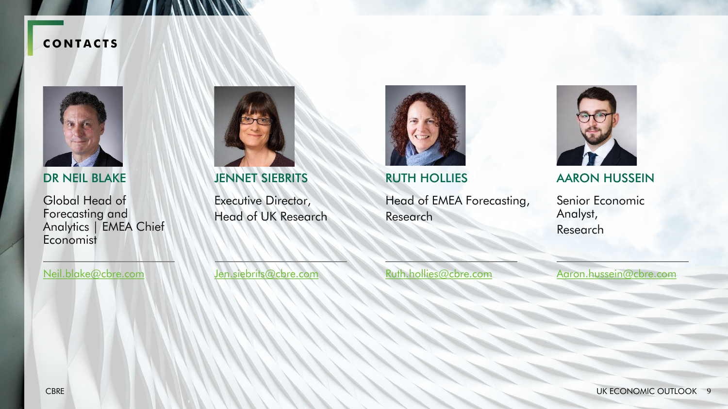## CONTACTS

### DR NEIL BLAKE

Global Head of Forecasting and Analytics | EMEA Chief Economist

Neil.blake@cbre.com

### JENNET SIEBRITS

Executive Director, Head of UK Research

Jen.siebrits@cbre.com

### RUTH HOLLIES

Head of EMEA Forecasting, Research

Ruth.hollies@cbre.com

### AARON HUSSEIN

Senior Economic Analyst, Research

Aaron.hussein@cbre.com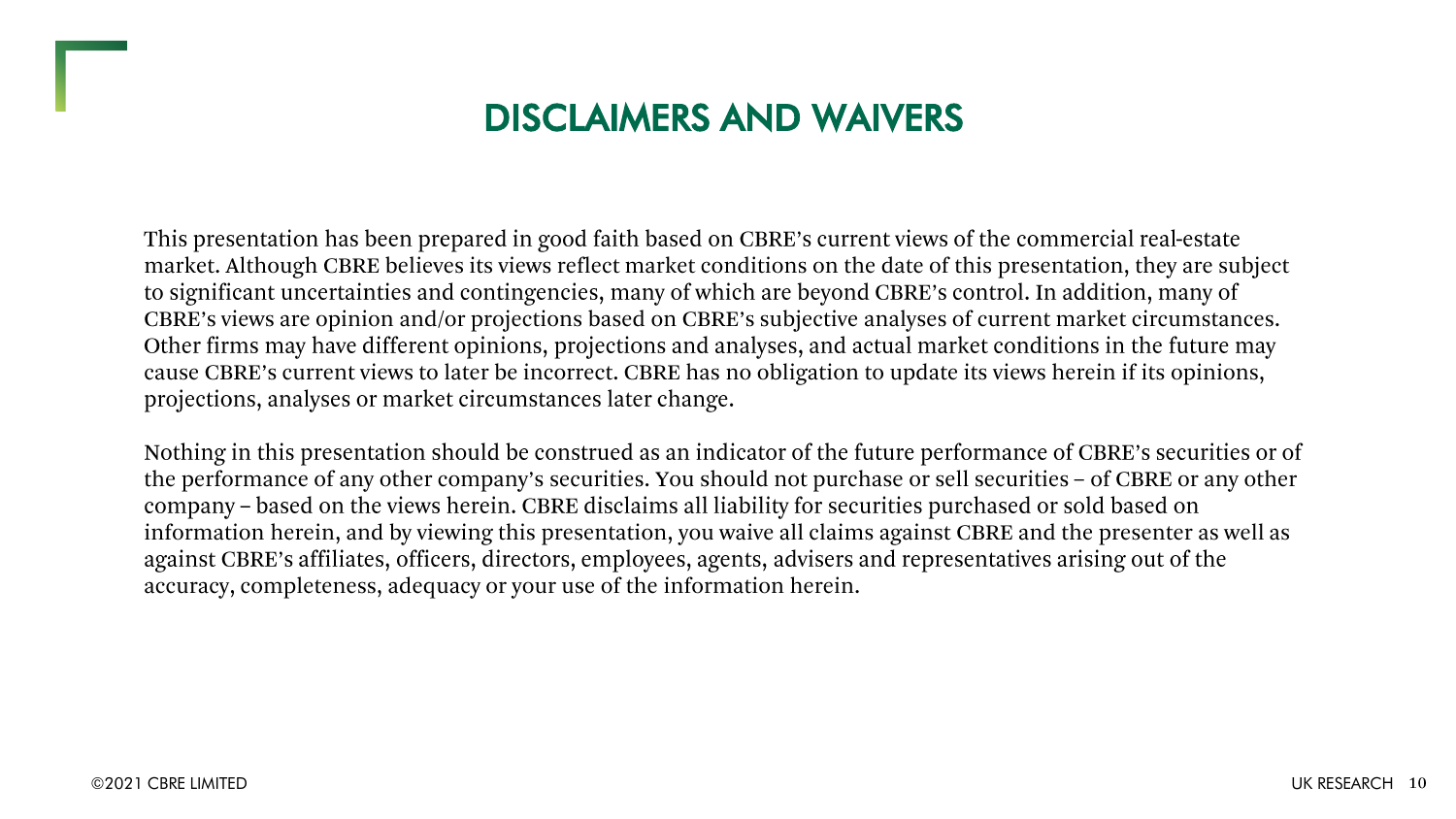# DISCLAIMERS AND WAIVERS

This presentation has been prepared in good faith based on CBRE's current views of the commercial real-estate market. Although CBRE believes its views reflect market conditions on the date of this presentation, they are subject to significant uncertainties and contingencies, many of which are beyond CBRE's control. In addition, many of CBRE's views are opinion and/or projections based on CBRE's subjective analyses of current market circumstances. Other firms may have different opinions, projections and analyses, and actual market conditions in the future may cause CBRE's current views to later be incorrect. CBRE has no obligation to update its views herein if its opinions, projections, analyses or market circumstances later change.

Nothing in this presentation should be construed as an indicator of the future performance of CBRE's securities or of the performance of any other company's securities. You should not purchase or sell securities – of CBRE or any other company – based on the views herein. CBRE disclaims all liability for securities purchased or sold based on information herein, and by viewing this presentation, you waive all claims against CBRE and the presenter as well as against CBRE's affiliates, officers, directors, employees, agents, advisers and representatives arising out of the accuracy, completeness, adequacy or your use of the information herein.